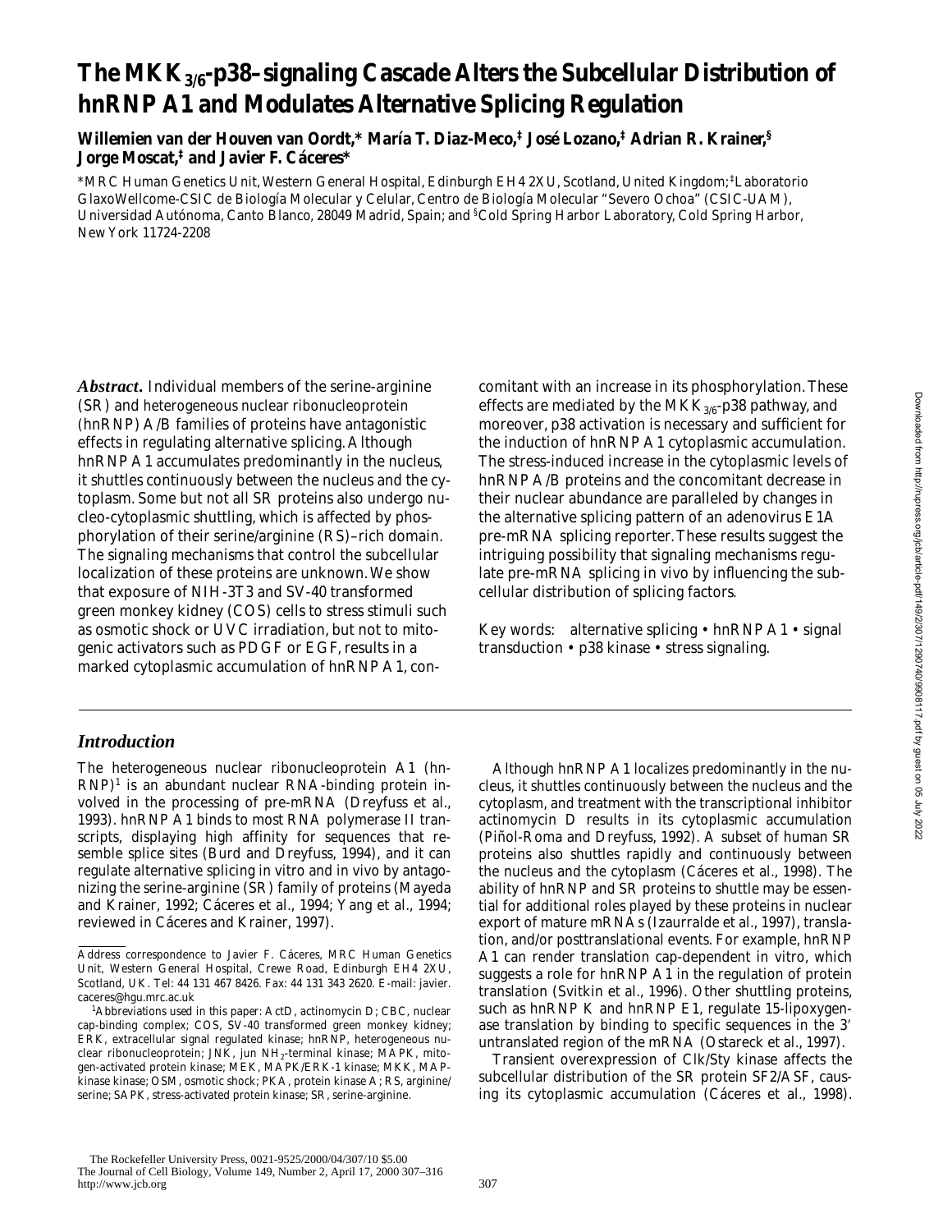# The MKK$_{3/6}$-p38–signaling Cascade Alters the Subcellular Distribution of hnRNP A1 and Modulates Alternative Splicing Regulation

**Willemien van der Houven van Oordt,* María T. Diaz-Meco,‡ José Lozano,‡ Adrian R. Krainer,§ Jorge Moscat,‡ and Javier F. Cáceres***

*MRC Human Genetics Unit, Western General Hospital, Edinburgh EH4 2XU, Scotland, United Kingdom; ‡Laboratorio GlaxoWellcome-CSIC de Biología Molecular y Celular, Centro de Biología Molecular "Severo Ochoa" (CSIC-UAM), Universidad Autónoma, Canto Blanco, 28049 Madrid, Spain; and §Cold Spring Harbor Laboratory, Cold Spring Harbor, New York 11724-2208

***Abstract.*** Individual members of the serine-arginine (SR) and heterogeneous nuclear ribonucleoprotein (hnRNP) A/B families of proteins have antagonistic effects in regulating alternative splicing. Although hnRNP A1 accumulates predominantly in the nucleus, it shuttles continuously between the nucleus and the cytoplasm. Some but not all SR proteins also undergo nucleo-cytoplasmic shuttling, which is affected by phosphorylation of their serine/arginine (RS)–rich domain. The signaling mechanisms that control the subcellular localization of these proteins are unknown. We show that exposure of NIH-3T3 and SV-40 transformed green monkey kidney (COS) cells to stress stimuli such as osmotic shock or UVC irradiation, but not to mitogenic activators such as PDGF or EGF, results in a marked cytoplasmic accumulation of hnRNP A1, concomitant with an increase in its phosphorylation. These effects are mediated by the MKK$_{3/6}$-p38 pathway, and moreover, p38 activation is necessary and sufficient for the induction of hnRNP A1 cytoplasmic accumulation. The stress-induced increase in the cytoplasmic levels of hnRNP A/B proteins and the concomitant decrease in their nuclear abundance are paralleled by changes in the alternative splicing pattern of an adenovirus E1A pre-mRNA splicing reporter. These results suggest the intriguing possibility that signaling mechanisms regulate pre-mRNA splicing in vivo by influencing the subcellular distribution of splicing factors.

Key words: alternative splicing • hnRNP A1 • signal transduction • p38 kinase • stress signaling.

## *Introduction*

The heterogeneous nuclear ribonucleoprotein A1 (hnRNP)[1] is an abundant nuclear RNA-binding protein involved in the processing of pre-mRNA (Dreyfuss et al., 1993). hnRNP A1 binds to most RNA polymerase II transcripts, displaying high affinity for sequences that resemble splice sites (Burd and Dreyfuss, 1994), and it can regulate alternative splicing in vitro and in vivo by antagonizing the serine-arginine (SR) family of proteins (Mayeda and Krainer, 1992; Cáceres et al., 1994; Yang et al., 1994; reviewed in Cáceres and Krainer, 1997).

Although hnRNP A1 localizes predominantly in the nucleus, it shuttles continuously between the nucleus and the cytoplasm, and treatment with the transcriptional inhibitor actinomycin D results in its cytoplasmic accumulation (Piñol-Roma and Dreyfuss, 1992). A subset of human SR proteins also shuttles rapidly and continuously between the nucleus and the cytoplasm (Cáceres et al., 1998). The ability of hnRNP and SR proteins to shuttle may be essential for additional roles played by these proteins in nuclear export of mature mRNAs (Izaurralde et al., 1997), translation, and/or posttranslational events. For example, hnRNP A1 can render translation cap-dependent in vitro, which suggests a role for hnRNP A1 in the regulation of protein translation (Svitkin et al., 1996). Other shuttling proteins, such as hnRNP K and hnRNP E1, regulate 15-lipoxygenase translation by binding to specific sequences in the 3′ untranslated region of the mRNA (Ostareck et al., 1997).

Transient overexpression of Clk/Sty kinase affects the subcellular distribution of the SR protein SF2/ASF, causing its cytoplasmic accumulation (Cáceres et al., 1998).

Address correspondence to Javier F. Cáceres, MRC Human Genetics Unit, Western General Hospital, Crewe Road, Edinburgh EH4 2XU, Scotland, UK. Tel: 44 131 467 8426. Fax: 44 131 343 2620. E-mail: javier.caceres@hgu.mrc.ac.uk

[1]Abbreviations used in this paper: ActD, actinomycin D; CBC, nuclear cap-binding complex; COS, SV-40 transformed green monkey kidney; ERK, extracellular signal regulated kinase; hnRNP, heterogeneous nuclear ribonucleoprotein; JNK, jun NH$_2$-terminal kinase; MAPK, mitogen-activated protein kinase; MEK, MAPK/ERK-1 kinase; MKK, MAPkinase kinase; OSM, osmotic shock; PKA, protein kinase A; RS, arginine/serine; SAPK, stress-activated protein kinase; SR, serine-arginine.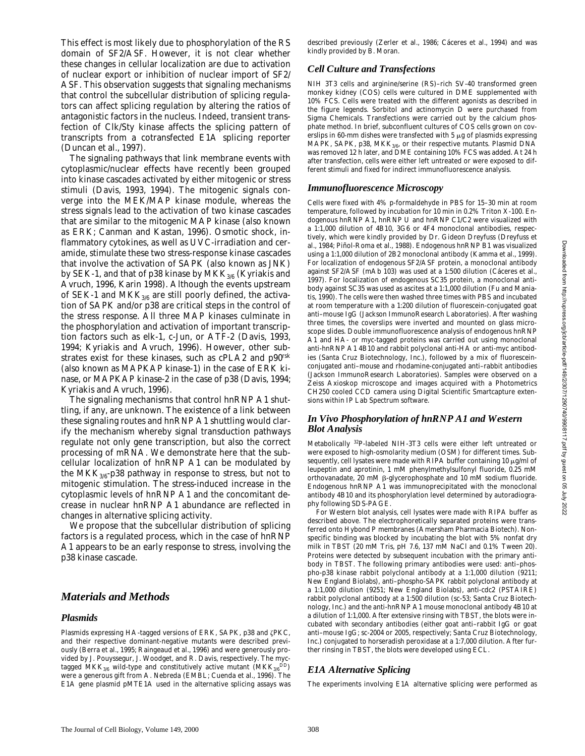This effect is most likely due to phosphorylation of the RS domain of SF2/ASF. However, it is not clear whether these changes in cellular localization are due to activation of nuclear export or inhibition of nuclear import of SF2/ASF. This observation suggests that signaling mechanisms that control the subcellular distribution of splicing regulators can affect splicing regulation by altering the ratios of antagonistic factors in the nucleus. Indeed, transient transfection of Clk/Sty kinase affects the splicing pattern of transcripts from a cotransfected E1A splicing reporter (Duncan et al., 1997).

The signaling pathways that link membrane events with cytoplasmic/nuclear effects have recently been grouped into kinase cascades activated by either mitogenic or stress stimuli (Davis, 1993, 1994). The mitogenic signals converge into the MEK/MAP kinase module, whereas the stress signals lead to the activation of two kinase cascades that are similar to the mitogenic MAP kinase (also known as ERK; Canman and Kastan, 1996). Osmotic shock, inflammatory cytokines, as well as UVC-irradiation and ceramide, stimulate these two stress-response kinase cascades that involve the activation of SAPK (also known as JNK) by SEK-1, and that of p38 kinase by $MKK_{3/6}$ (Kyriakis and Avruch, 1996, Karin 1998). Although the events upstream of SEK-1 and $MKK_{3/6}$ are still poorly defined, the activation of SAPK and/or p38 are critical steps in the control of the stress response. All three MAP kinases culminate in the phosphorylation and activation of important transcription factors such as elk-1, c-Jun, or ATF-2 (Davis, 1993, 1994; Kyriakis and Avruch, 1996). However, other substrates exist for these kinases, such as cPLA2 and $p90^{rsk}$ (also known as MAPKAP kinase-1) in the case of ERK kinase, or MAPKAP kinase-2 in the case of p38 (Davis, 1994; Kyriakis and Avruch, 1996).

The signaling mechanisms that control hnRNP A1 shuttling, if any, are unknown. The existence of a link between these signaling routes and hnRNP A1 shuttling would clarify the mechanism whereby signal transduction pathways regulate not only gene transcription, but also the correct processing of mRNA. We demonstrate here that the subcellular localization of hnRNP A1 can be modulated by the $MKK_{3/6}$-p38 pathway in response to stress, but not to mitogenic stimulation. The stress-induced increase in the cytoplasmic levels of hnRNP A1 and the concomitant decrease in nuclear hnRNP A1 abundance are reflected in changes in alternative splicing activity.

We propose that the subcellular distribution of splicing factors is a regulated process, which in the case of hnRNP A1 appears to be an early response to stress, involving the p38 kinase cascade.

## *Materials and Methods*

### *Plasmids*

Plasmids expressing HA-tagged versions of ERK, SAPK, p38 and ζPKC, and their respective dominant-negative mutants were described previously (Berra et al., 1995; Raingeaud et al., 1996) and were generously provided by J. Pouyssegur, J. Woodget, and R. Davis, respectively. The myc-tagged $MKK_{3/6}$ wild-type and constitutively active mutant ($MKK_{3/6}^{DD}$) were a generous gift from A. Nebreda (EMBL; Cuenda et al., 1996). The E1A gene plasmid pMTE1A used in the alternative splicing assays was described previously (Zerler et al., 1986; Cáceres et al., 1994) and was kindly provided by B. Moran.

### *Cell Culture and Transfections*

NIH 3T3 cells and arginine/serine (RS)–rich SV-40 transformed green monkey kidney (COS) cells were cultured in DME supplemented with 10% FCS. Cells were treated with the different agonists as described in the figure legends. Sorbitol and actinomycin D were purchased from Sigma Chemicals. Transfections were carried out by the calcium phosphate method. In brief, subconfluent cultures of COS cells grown on coverslips in 60-mm dishes were transfected with 5 μg of plasmids expressing MAPK, SAPK, p38, $MKK_{3/6}$, or their respective mutants. Plasmid DNA was removed 12 h later, and DME containing 10% FCS was added. At 24 h after transfection, cells were either left untreated or were exposed to different stimuli and fixed for indirect immunofluorescence analysis.

### *Immunofluorescence Microscopy*

Cells were fixed with 4% p-formaldehyde in PBS for 15–30 min at room temperature, followed by incubation for 10 min in 0.2% Triton X-100. Endogenous hnRNP A1, hnRNP U and hnRNP C1/C2 were visualized with a 1:1,000 dilution of 4B10, 3G6 or 4F4 monoclonal antibodies, respectively, which were kindly provided by Dr. Gideon Dreyfuss (Dreyfuss et al., 1984; Piñol-Roma et al., 1988). Endogenous hnRNP B1 was visualized using a 1:1,000 dilution of 2B2 monoclonal antibody (Kamma et al., 1999). For localization of endogenous SF2/ASF protein, a monoclonal antibody against SF2/ASF (mAb 103) was used at a 1:500 dilution (Cáceres et al., 1997). For localization of endogenous SC35 protein, a monoclonal antibody against SC35 was used as ascites at a 1:1,000 dilution (Fu and Maniatis, 1990). The cells were then washed three times with PBS and incubated at room temperature with a 1:200 dilution of fluorescein-conjugated goat anti–mouse IgG (Jackson ImmunoResearch Laboratories). After washing three times, the coverslips were inverted and mounted on glass microscope slides. Double immunofluorescence analysis of endogenous hnRNP A1 and HA- or myc-tagged proteins was carried out using monoclonal anti-hnRNP A1 4B10 and rabbit polyclonal anti-HA or anti-myc antibodies (Santa Cruz Biotechnology, Inc.), followed by a mix of fluorescein-conjugated anti–mouse and rhodamine-conjugated anti–rabbit antibodies (Jackson ImmunoResearch Laboratories). Samples were observed on a Zeiss Axioskop microscope and images acquired with a Photometrics CH250 cooled CCD camera using Digital Scientific Smartcapture extensions within IP Lab Spectrum software.

### *In Vivo Phosphorylation of hnRNP A1 and Western Blot Analysis*

Metabolically $^{32}P$-labeled NIH-3T3 cells were either left untreated or were exposed to high-osmolarity medium (OSM) for different times. Subsequently, cell lysates were made with RIPA buffer containing 10 μg/ml of leupeptin and aprotinin, 1 mM phenylmethylsulfonyl fluoride, 0.25 mM orthovanadate, 20 mM β-glycerophosphate and 10 mM sodium fluoride. Endogenous hnRNP A1 was immunoprecipitated with the monoclonal antibody 4B10 and its phosphorylation level determined by autoradiography following SDS-PAGE.

For Western blot analysis, cell lysates were made with RIPA buffer as described above. The electrophoretically separated proteins were transferred onto Hybond P membranes (Amersham Pharmacia Biotech). Nonspecific binding was blocked by incubating the blot with 5% nonfat dry milk in TBST (20 mM Tris, pH 7.6, 137 mM NaCl and 0.1% Tween 20). Proteins were detected by subsequent incubation with the primary antibody in TBST. The following primary antibodies were used: anti–phospho-p38 kinase rabbit polyclonal antibody at a 1:1,000 dilution (9211; New England Biolabs), anti–phospho-SAPK rabbit polyclonal antibody at a 1:1,000 dilution (9251; New England Biolabs), anti-cdc2 (PSTAIRE) rabbit polyclonal antibody at a 1:500 dilution (sc-53; Santa Cruz Biotechnology, Inc.) and the anti-hnRNP A1 mouse monoclonal antibody 4B10 at a dilution of 1:1,000. After extensive rinsing with TBST, the blots were incubated with secondary antibodies (either goat anti–rabbit IgG or goat anti–mouse IgG; sc-2004 or 2005, respectively; Santa Cruz Biotechnology, Inc.) conjugated to horseradish peroxidase at a 1:7,000 dilution. After further rinsing in TBST, the blots were developed using ECL.

### *E1A Alternative Splicing*

The experiments involving E1A alternative splicing were performed as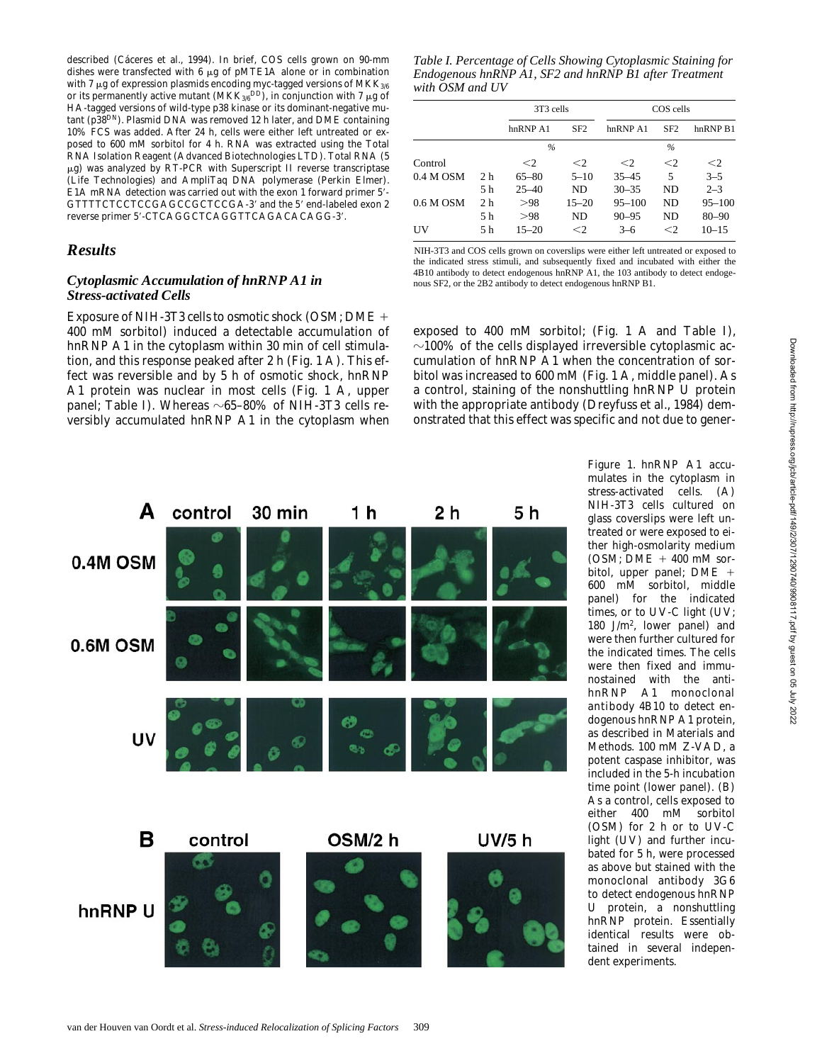described (Cáceres et al., 1994). In brief, COS cells grown on 90-mm dishes were transfected with 6 μg of pMTE1A alone or in combination with 7 μg of expression plasmids encoding myc-tagged versions of $MKK_{3/6}$ or its permanently active mutant ($MKK_{3/6}{}^{DD}$), in conjunction with 7 μg of HA-tagged versions of wild-type p38 kinase or its dominant-negative mutant ($p38^{DN}$). Plasmid DNA was removed 12 h later, and DME containing 10% FCS was added. After 24 h, cells were either left untreated or exposed to 600 mM sorbitol for 4 h. RNA was extracted using the Total RNA Isolation Reagent (Advanced Biotechnologies LTD). Total RNA (5 μg) was analyzed by RT-PCR with Superscript II reverse transcriptase (Life Technologies) and AmpliTaq DNA polymerase (Perkin Elmer). E1A mRNA detection was carried out with the exon 1 forward primer 5′-GTTTTCTCCTCCGAGCCGCTCCGA-3′ and the 5′ end-labeled exon 2 reverse primer 5′-CTCAGGCTCAGGTTCAGACACAGG-3′.

## Results

### Cytoplasmic Accumulation of hnRNP A1 in Stress-activated Cells

Exposure of NIH-3T3 cells to osmotic shock (OSM; DME + 400 mM sorbitol) induced a detectable accumulation of hnRNP A1 in the cytoplasm within 30 min of cell stimulation, and this response peaked after 2 h (Fig. 1 A). This effect was reversible and by 5 h of osmotic shock, hnRNP A1 protein was nuclear in most cells (Fig. 1 A, upper panel; Table I). Whereas ~65–80% of NIH-3T3 cells reversibly accumulated hnRNP A1 in the cytoplasm when exposed to 400 mM sorbitol; (Fig. 1 A and Table I), ~100% of the cells displayed irreversible cytoplasmic accumulation of hnRNP A1 when the concentration of sorbitol was increased to 600 mM (Fig. 1 A, middle panel). As a control, staining of the nonshuttling hnRNP U protein with the appropriate antibody (Dreyfuss et al., 1984) demonstrated that this effect was specific and not due to gener-

*Table I. Percentage of Cells Showing Cytoplasmic Staining for Endogenous hnRNP A1, SF2 and hnRNP B1 after Treatment with OSM and UV*

| | | 3T3 cells | | COS cells | | |
|---|---|---|---|---|---|---|
| | | hnRNP A1 | SF2 | hnRNP A1 | SF2 | hnRNP B1 |
| | | % | | % | | |
| Control | | <2 | <2 | <2 | <2 | <2 |
| 0.4 M OSM | 2 h | 65–80 | 5–10 | 35–45 | 5 | 3–5 |
| | 5 h | 25–40 | ND | 30–35 | ND | 2–3 |
| 0.6 M OSM | 2 h | >98 | 15–20 | 95–100 | ND | 95–100 |
| | 5 h | >98 | ND | 90–95 | ND | 80–90 |
| UV | 5 h | 15–20 | <2 | 3–6 | <2 | 10–15 |

NIH-3T3 and COS cells grown on coverslips were either left untreated or exposed to the indicated stress stimuli, and subsequently fixed and incubated with either the 4B10 antibody to detect endogenous hnRNP A1, the 103 antibody to detect endogenous SF2, or the 2B2 antibody to detect endogenous hnRNP B1.

Figure 1. hnRNP A1 accumulates in the cytoplasm in stress-activated cells. (A) NIH-3T3 cells cultured on glass coverslips were left untreated or were exposed to either high-osmolarity medium (OSM; DME + 400 mM sorbitol, upper panel; DME + 600 mM sorbitol, middle panel) for the indicated times, or to UV-C light (UV; 180 J/m², lower panel) and were then further cultured for the indicated times. The cells were then fixed and immunostained with the anti-hnRNP A1 monoclonal antibody 4B10 to detect endogenous hnRNP A1 protein, as described in Materials and Methods. 100 mM Z-VAD, a potent caspase inhibitor, was included in the 5-h incubation time point (lower panel). (B) As a control, cells exposed to either 400 mM sorbitol (OSM) for 2 h or to UV-C light (UV) and further incubated for 5 h, were processed as above but stained with the monoclonal antibody 3G6 to detect endogenous hnRNP U protein, a nonshuttling hnRNP protein. Essentially identical results were obtained in several independent experiments.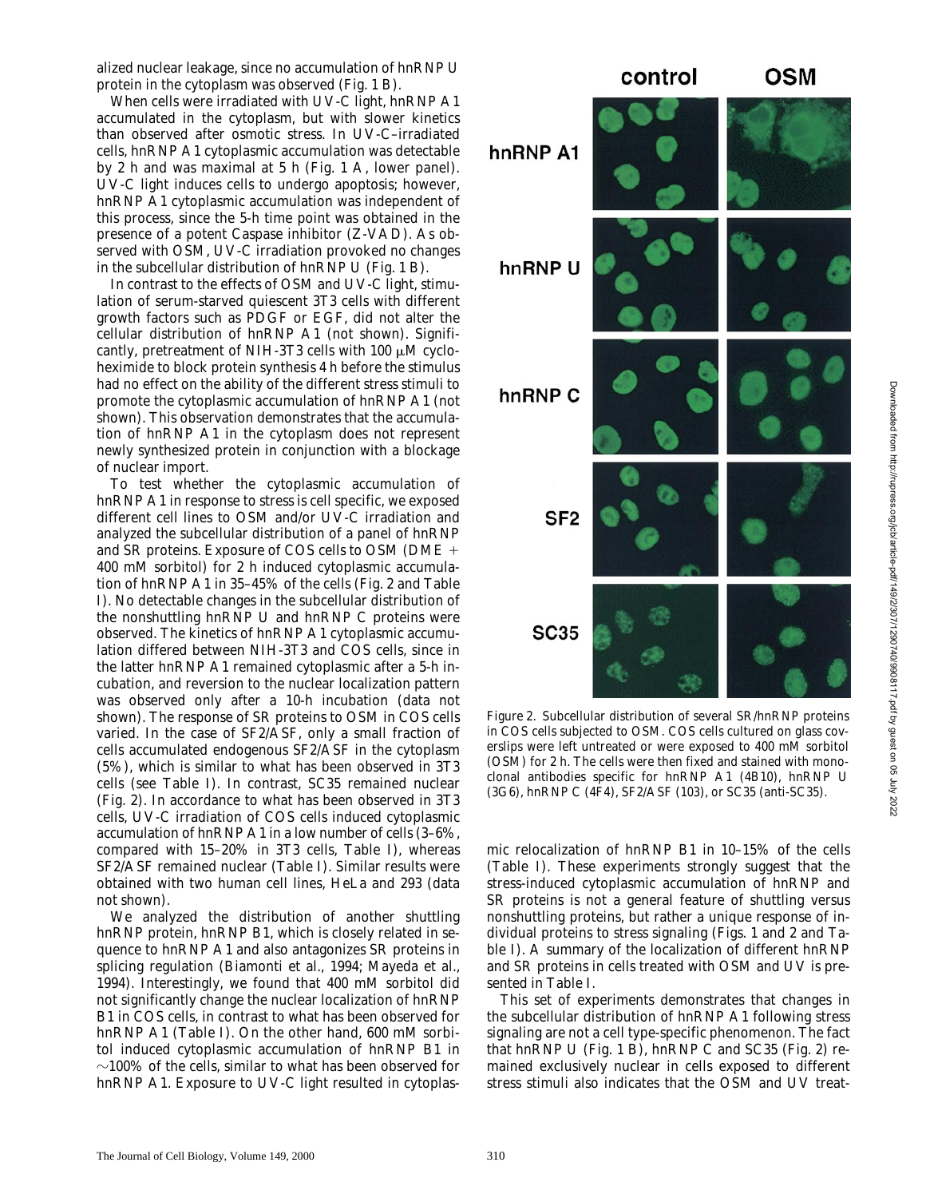alized nuclear leakage, since no accumulation of hnRNP U protein in the cytoplasm was observed (Fig. 1 B).

When cells were irradiated with UV-C light, hnRNP A1 accumulated in the cytoplasm, but with slower kinetics than observed after osmotic stress. In UV-C–irradiated cells, hnRNP A1 cytoplasmic accumulation was detectable by 2 h and was maximal at 5 h (Fig. 1 A, lower panel). UV-C light induces cells to undergo apoptosis; however, hnRNP A1 cytoplasmic accumulation was independent of this process, since the 5-h time point was obtained in the presence of a potent Caspase inhibitor (Z-VAD). As observed with OSM, UV-C irradiation provoked no changes in the subcellular distribution of hnRNP U (Fig. 1 B).

In contrast to the effects of OSM and UV-C light, stimulation of serum-starved quiescent 3T3 cells with different growth factors such as PDGF or EGF, did not alter the cellular distribution of hnRNP A1 (not shown). Significantly, pretreatment of NIH-3T3 cells with 100 μM cycloheximide to block protein synthesis 4 h before the stimulus had no effect on the ability of the different stress stimuli to promote the cytoplasmic accumulation of hnRNP A1 (not shown). This observation demonstrates that the accumulation of hnRNP A1 in the cytoplasm does not represent newly synthesized protein in conjunction with a blockage of nuclear import.

To test whether the cytoplasmic accumulation of hnRNP A1 in response to stress is cell specific, we exposed different cell lines to OSM and/or UV-C irradiation and analyzed the subcellular distribution of a panel of hnRNP and SR proteins. Exposure of COS cells to OSM (DME + 400 mM sorbitol) for 2 h induced cytoplasmic accumulation of hnRNP A1 in 35–45% of the cells (Fig. 2 and Table I). No detectable changes in the subcellular distribution of the nonshuttling hnRNP U and hnRNP C proteins were observed. The kinetics of hnRNP A1 cytoplasmic accumulation differed between NIH-3T3 and COS cells, since in the latter hnRNP A1 remained cytoplasmic after a 5-h incubation, and reversion to the nuclear localization pattern was observed only after a 10-h incubation (data not shown). The response of SR proteins to OSM in COS cells varied. In the case of SF2/ASF, only a small fraction of cells accumulated endogenous SF2/ASF in the cytoplasm (5%), which is similar to what has been observed in 3T3 cells (see Table I). In contrast, SC35 remained nuclear (Fig. 2). In accordance to what has been observed in 3T3 cells, UV-C irradiation of COS cells induced cytoplasmic accumulation of hnRNP A1 in a low number of cells (3–6%, compared with 15–20% in 3T3 cells, Table I), whereas SF2/ASF remained nuclear (Table I). Similar results were obtained with two human cell lines, HeLa and 293 (data not shown).

We analyzed the distribution of another shuttling hnRNP protein, hnRNP B1, which is closely related in sequence to hnRNP A1 and also antagonizes SR proteins in splicing regulation (Biamonti et al., 1994; Mayeda et al., 1994). Interestingly, we found that 400 mM sorbitol did not significantly change the nuclear localization of hnRNP B1 in COS cells, in contrast to what has been observed for hnRNP A1 (Table I). On the other hand, 600 mM sorbitol induced cytoplasmic accumulation of hnRNP B1 in ~100% of the cells, similar to what has been observed for hnRNP A1. Exposure to UV-C light resulted in cytoplasmic relocalization of hnRNP B1 in 10–15% of the cells (Table I). These experiments strongly suggest that the stress-induced cytoplasmic accumulation of hnRNP and SR proteins is not a general feature of shuttling versus nonshuttling proteins, but rather a unique response of individual proteins to stress signaling (Figs. 1 and 2 and Table I). A summary of the localization of different hnRNP and SR proteins in cells treated with OSM and UV is presented in Table I.

This set of experiments demonstrates that changes in the subcellular distribution of hnRNP A1 following stress signaling are not a cell type-specific phenomenon. The fact that hnRNP U (Fig. 1 B), hnRNP C and SC35 (Fig. 2) remained exclusively nuclear in cells exposed to different stress stimuli also indicates that the OSM and UV treat-

Figure 2. Subcellular distribution of several SR/hnRNP proteins in COS cells subjected to OSM. COS cells cultured on glass coverslips were left untreated or were exposed to 400 mM sorbitol (OSM) for 2 h. The cells were then fixed and stained with monoclonal antibodies specific for hnRNP A1 (4B10), hnRNP U (3G6), hnRNP C (4F4), SF2/ASF (103), or SC35 (anti-SC35).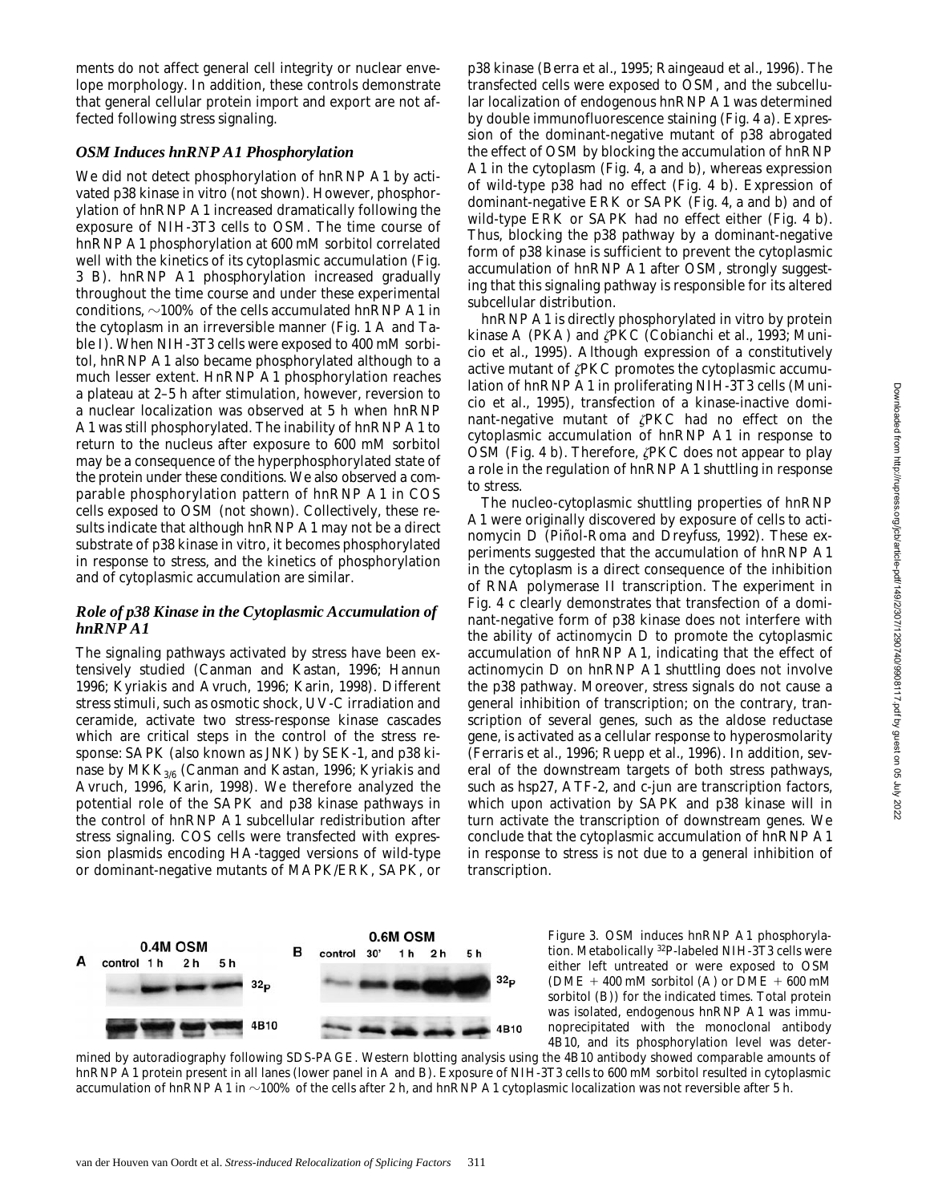ments do not affect general cell integrity or nuclear envelope morphology. In addition, these controls demonstrate that general cellular protein import and export are not affected following stress signaling.

### *OSM Induces hnRNP A1 Phosphorylation*

We did not detect phosphorylation of hnRNP A1 by activated p38 kinase in vitro (not shown). However, phosphorylation of hnRNP A1 increased dramatically following the exposure of NIH-3T3 cells to OSM. The time course of hnRNP A1 phosphorylation at 600 mM sorbitol correlated well with the kinetics of its cytoplasmic accumulation (Fig. 3 B). hnRNP A1 phosphorylation increased gradually throughout the time course and under these experimental conditions, ~100% of the cells accumulated hnRNP A1 in the cytoplasm in an irreversible manner (Fig. 1 A and Table I). When NIH-3T3 cells were exposed to 400 mM sorbitol, hnRNP A1 also became phosphorylated although to a much lesser extent. HnRNP A1 phosphorylation reaches a plateau at 2–5 h after stimulation, however, reversion to a nuclear localization was observed at 5 h when hnRNP A1 was still phosphorylated. The inability of hnRNP A1 to return to the nucleus after exposure to 600 mM sorbitol may be a consequence of the hyperphosphorylated state of the protein under these conditions. We also observed a comparable phosphorylation pattern of hnRNP A1 in COS cells exposed to OSM (not shown). Collectively, these results indicate that although hnRNP A1 may not be a direct substrate of p38 kinase in vitro, it becomes phosphorylated in response to stress, and the kinetics of phosphorylation and of cytoplasmic accumulation are similar.

### *Role of p38 Kinase in the Cytoplasmic Accumulation of hnRNP A1*

The signaling pathways activated by stress have been extensively studied (Canman and Kastan, 1996; Hannun 1996; Kyriakis and Avruch, 1996; Karin, 1998). Different stress stimuli, such as osmotic shock, UV-C irradiation and ceramide, activate two stress-response kinase cascades which are critical steps in the control of the stress response: SAPK (also known as JNK) by SEK-1, and p38 kinase by $MKK_{3/6}$ (Canman and Kastan, 1996; Kyriakis and Avruch, 1996, Karin, 1998). We therefore analyzed the potential role of the SAPK and p38 kinase pathways in the control of hnRNP A1 subcellular redistribution after stress signaling. COS cells were transfected with expression plasmids encoding HA-tagged versions of wild-type or dominant-negative mutants of MAPK/ERK, SAPK, or p38 kinase (Berra et al., 1995; Raingeaud et al., 1996). The transfected cells were exposed to OSM, and the subcellular localization of endogenous hnRNP A1 was determined by double immunofluorescence staining (Fig. 4 a). Expression of the dominant-negative mutant of p38 abrogated the effect of OSM by blocking the accumulation of hnRNP A1 in the cytoplasm (Fig. 4, a and b), whereas expression of wild-type p38 had no effect (Fig. 4 b). Expression of dominant-negative ERK or SAPK (Fig. 4, a and b) and of wild-type ERK or SAPK had no effect either (Fig. 4 b). Thus, blocking the p38 pathway by a dominant-negative form of p38 kinase is sufficient to prevent the cytoplasmic accumulation of hnRNP A1 after OSM, strongly suggesting that this signaling pathway is responsible for its altered subcellular distribution.

hnRNP A1 is directly phosphorylated in vitro by protein kinase A (PKA) and ζPKC (Cobianchi et al., 1993; Municio et al., 1995). Although expression of a constitutively active mutant of ζPKC promotes the cytoplasmic accumulation of hnRNP A1 in proliferating NIH-3T3 cells (Municio et al., 1995), transfection of a kinase-inactive dominant-negative mutant of ζPKC had no effect on the cytoplasmic accumulation of hnRNP A1 in response to OSM (Fig. 4 b). Therefore, ζPKC does not appear to play a role in the regulation of hnRNP A1 shuttling in response to stress.

The nucleo-cytoplasmic shuttling properties of hnRNP A1 were originally discovered by exposure of cells to actinomycin D (Piñol-Roma and Dreyfuss, 1992). These experiments suggested that the accumulation of hnRNP A1 in the cytoplasm is a direct consequence of the inhibition of RNA polymerase II transcription. The experiment in Fig. 4 c clearly demonstrates that transfection of a dominant-negative form of p38 kinase does not interfere with the ability of actinomycin D to promote the cytoplasmic accumulation of hnRNP A1, indicating that the effect of actinomycin D on hnRNP A1 shuttling does not involve the p38 pathway. Moreover, stress signals do not cause a general inhibition of transcription; on the contrary, transcription of several genes, such as the aldose reductase gene, is activated as a cellular response to hyperosmolarity (Ferraris et al., 1996; Ruepp et al., 1996). In addition, several of the downstream targets of both stress pathways, such as hsp27, ATF-2, and c-jun are transcription factors, which upon activation by SAPK and p38 kinase will in turn activate the transcription of downstream genes. We conclude that the cytoplasmic accumulation of hnRNP A1 in response to stress is not due to a general inhibition of transcription.

Figure 3. OSM induces hnRNP A1 phosphorylation. Metabolically $^{32}$P-labeled NIH-3T3 cells were either left untreated or were exposed to OSM (DME + 400 mM sorbitol (A) or DME + 600 mM sorbitol (B)) for the indicated times. Total protein was isolated, endogenous hnRNP A1 was immunoprecipitated with the monoclonal antibody 4B10, and its phosphorylation level was determined by autoradiography following SDS-PAGE. Western blotting analysis using the 4B10 antibody showed comparable amounts of hnRNP A1 protein present in all lanes (lower panel in A and B). Exposure of NIH-3T3 cells to 600 mM sorbitol resulted in cytoplasmic accumulation of hnRNP A1 in ~100% of the cells after 2 h, and hnRNP A1 cytoplasmic localization was not reversible after 5 h.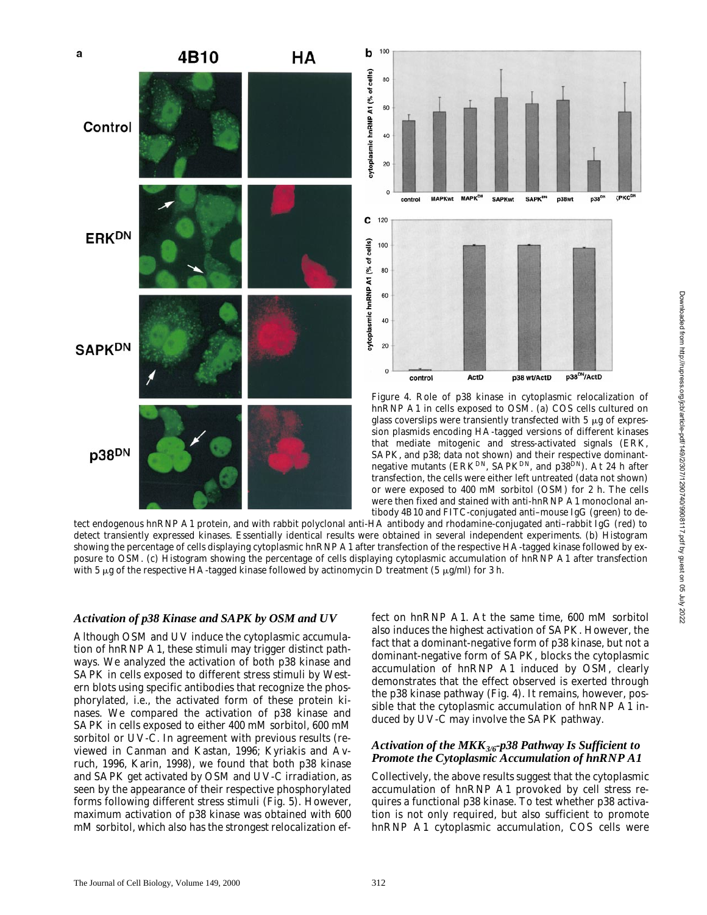Figure 4. Role of p38 kinase in cytoplasmic relocalization of hnRNP A1 in cells exposed to OSM. (a) COS cells cultured on glass coverslips were transiently transfected with 5 μg of expression plasmids encoding HA-tagged versions of different kinases that mediate mitogenic and stress-activated signals (ERK, SAPK, and p38; data not shown) and their respective dominant-negative mutants ($ERK^{DN}$, $SAPK^{DN}$, and $p38^{DN}$). At 24 h after transfection, the cells were either left untreated (data not shown) or were exposed to 400 mM sorbitol (OSM) for 2 h. The cells were then fixed and stained with anti-hnRNP A1 monoclonal antibody 4B10 and FITC-conjugated anti–mouse IgG (green) to detect endogenous hnRNP A1 protein, and with rabbit polyclonal anti-HA antibody and rhodamine-conjugated anti–rabbit IgG (red) to detect transiently expressed kinases. Essentially identical results were obtained in several independent experiments. (b) Histogram showing the percentage of cells displaying cytoplasmic hnRNP A1 after transfection of the respective HA-tagged kinase followed by exposure to OSM. (c) Histogram showing the percentage of cells displaying cytoplasmic accumulation of hnRNP A1 after transfection with 5 μg of the respective HA-tagged kinase followed by actinomycin D treatment (5 μg/ml) for 3 h.

### *Activation of p38 Kinase and SAPK by OSM and UV*

Although OSM and UV induce the cytoplasmic accumulation of hnRNP A1, these stimuli may trigger distinct pathways. We analyzed the activation of both p38 kinase and SAPK in cells exposed to different stress stimuli by Western blots using specific antibodies that recognize the phosphorylated, i.e., the activated form of these protein kinases. We compared the activation of p38 kinase and SAPK in cells exposed to either 400 mM sorbitol, 600 mM sorbitol or UV-C. In agreement with previous results (reviewed in Canman and Kastan, 1996; Kyriakis and Avruch, 1996, Karin, 1998), we found that both p38 kinase and SAPK get activated by OSM and UV-C irradiation, as seen by the appearance of their respective phosphorylated forms following different stress stimuli (Fig. 5). However, maximum activation of p38 kinase was obtained with 600 mM sorbitol, which also has the strongest relocalization effect on hnRNP A1. At the same time, 600 mM sorbitol also induces the highest activation of SAPK. However, the fact that a dominant-negative form of p38 kinase, but not a dominant-negative form of SAPK, blocks the cytoplasmic accumulation of hnRNP A1 induced by OSM, clearly demonstrates that the effect observed is exerted through the p38 kinase pathway (Fig. 4). It remains, however, possible that the cytoplasmic accumulation of hnRNP A1 induced by UV-C may involve the SAPK pathway.

### *Activation of the $MKK_{3/6}$-p38 Pathway Is Sufficient to Promote the Cytoplasmic Accumulation of hnRNP A1*

Collectively, the above results suggest that the cytoplasmic accumulation of hnRNP A1 provoked by cell stress requires a functional p38 kinase. To test whether p38 activation is not only required, but also sufficient to promote hnRNP A1 cytoplasmic accumulation, COS cells were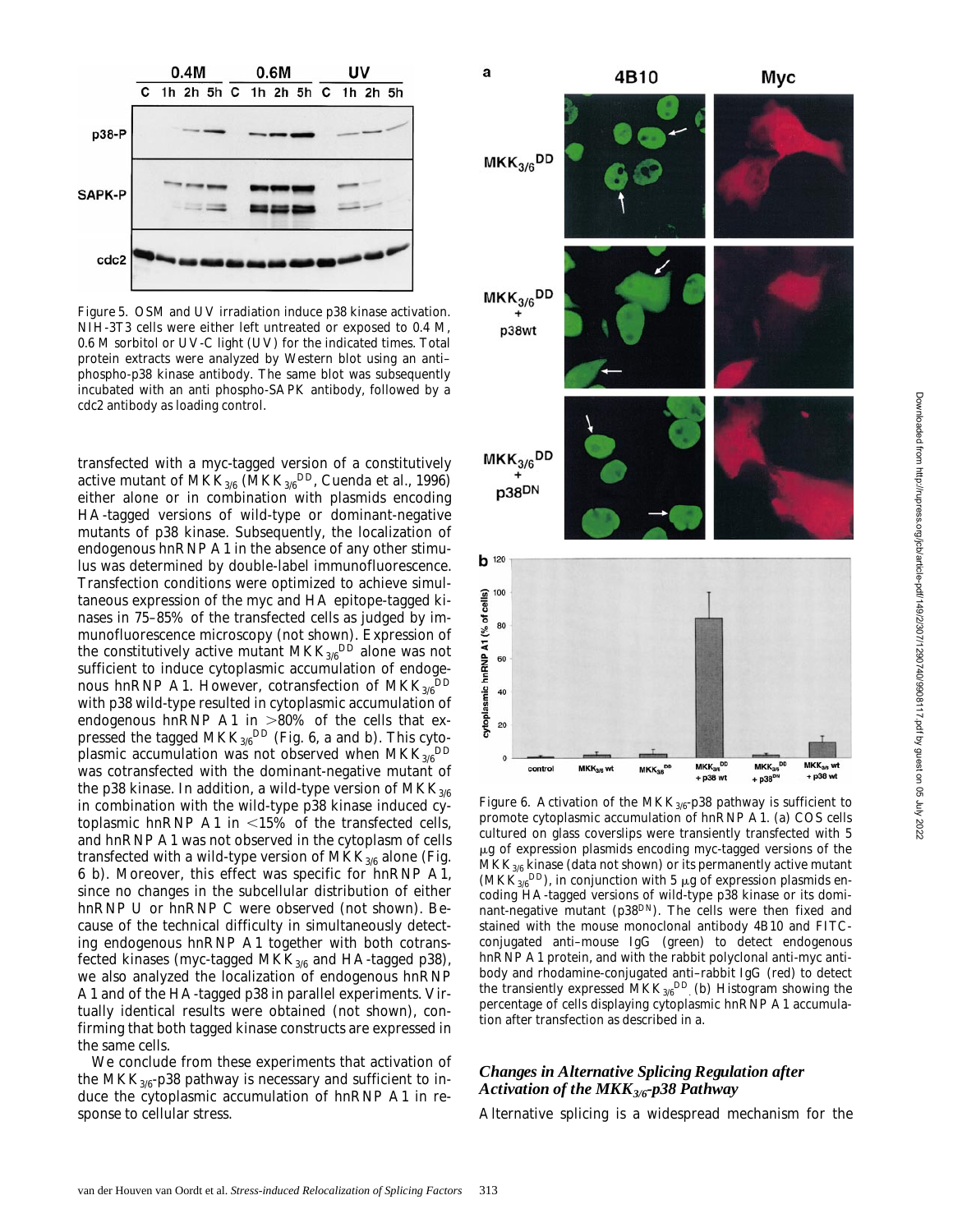Figure 5. OSM and UV irradiation induce p38 kinase activation. NIH-3T3 cells were either left untreated or exposed to 0.4 M, 0.6 M sorbitol or UV-C light (UV) for the indicated times. Total protein extracts were analyzed by Western blot using an anti–phospho-p38 kinase antibody. The same blot was subsequently incubated with an anti phospho-SAPK antibody, followed by a cdc2 antibody as loading control.

transfected with a myc-tagged version of a constitutively active mutant of $MKK_{3/6}$ ($MKK_{3/6}^{DD}$, Cuenda et al., 1996) either alone or in combination with plasmids encoding HA-tagged versions of wild-type or dominant-negative mutants of p38 kinase. Subsequently, the localization of endogenous hnRNP A1 in the absence of any other stimulus was determined by double-label immunofluorescence. Transfection conditions were optimized to achieve simultaneous expression of the myc and HA epitope-tagged kinases in 75–85% of the transfected cells as judged by immunofluorescence microscopy (not shown). Expression of the constitutively active mutant $MKK_{3/6}^{DD}$ alone was not sufficient to induce cytoplasmic accumulation of endogenous hnRNP A1. However, cotransfection of $MKK_{3/6}^{DD}$ with p38 wild-type resulted in cytoplasmic accumulation of endogenous hnRNP A1 in >80% of the cells that expressed the tagged $MKK_{3/6}^{DD}$ (Fig. 6, a and b). This cytoplasmic accumulation was not observed when $MKK_{3/6}^{DD}$ was cotransfected with the dominant-negative mutant of the p38 kinase. In addition, a wild-type version of $MKK_{3/6}$ in combination with the wild-type p38 kinase induced cytoplasmic hnRNP A1 in <15% of the transfected cells, and hnRNP A1 was not observed in the cytoplasm of cells transfected with a wild-type version of $MKK_{3/6}$ alone (Fig. 6 b). Moreover, this effect was specific for hnRNP A1, since no changes in the subcellular distribution of either hnRNP U or hnRNP C were observed (not shown). Because of the technical difficulty in simultaneously detecting endogenous hnRNP A1 together with both cotransfected kinases (myc-tagged $MKK_{3/6}$ and HA-tagged p38), we also analyzed the localization of endogenous hnRNP A1 and of the HA-tagged p38 in parallel experiments. Virtually identical results were obtained (not shown), confirming that both tagged kinase constructs are expressed in the same cells.

We conclude from these experiments that activation of the $MKK_{3/6}$-p38 pathway is necessary and sufficient to induce the cytoplasmic accumulation of hnRNP A1 in response to cellular stress.

Figure 6. Activation of the $MKK_{3/6}$-p38 pathway is sufficient to promote cytoplasmic accumulation of hnRNP A1. (a) COS cells cultured on glass coverslips were transiently transfected with 5 μg of expression plasmids encoding myc-tagged versions of the $MKK_{3/6}$ kinase (data not shown) or its permanently active mutant ($MKK_{3/6}^{DD}$), in conjunction with 5 μg of expression plasmids encoding HA-tagged versions of wild-type p38 kinase or its dominant-negative mutant ($p38^{DN}$). The cells were then fixed and stained with the mouse monoclonal antibody 4B10 and FITC-conjugated anti–mouse IgG (green) to detect endogenous hnRNP A1 protein, and with the rabbit polyclonal anti-myc antibody and rhodamine-conjugated anti–rabbit IgG (red) to detect the transiently expressed $MKK_{3/6}^{DD}$. (b) Histogram showing the percentage of cells displaying cytoplasmic hnRNP A1 accumulation after transfection as described in a.

## *Changes in Alternative Splicing Regulation after Activation of the $MKK_{3/6}$-p38 Pathway*

Alternative splicing is a widespread mechanism for the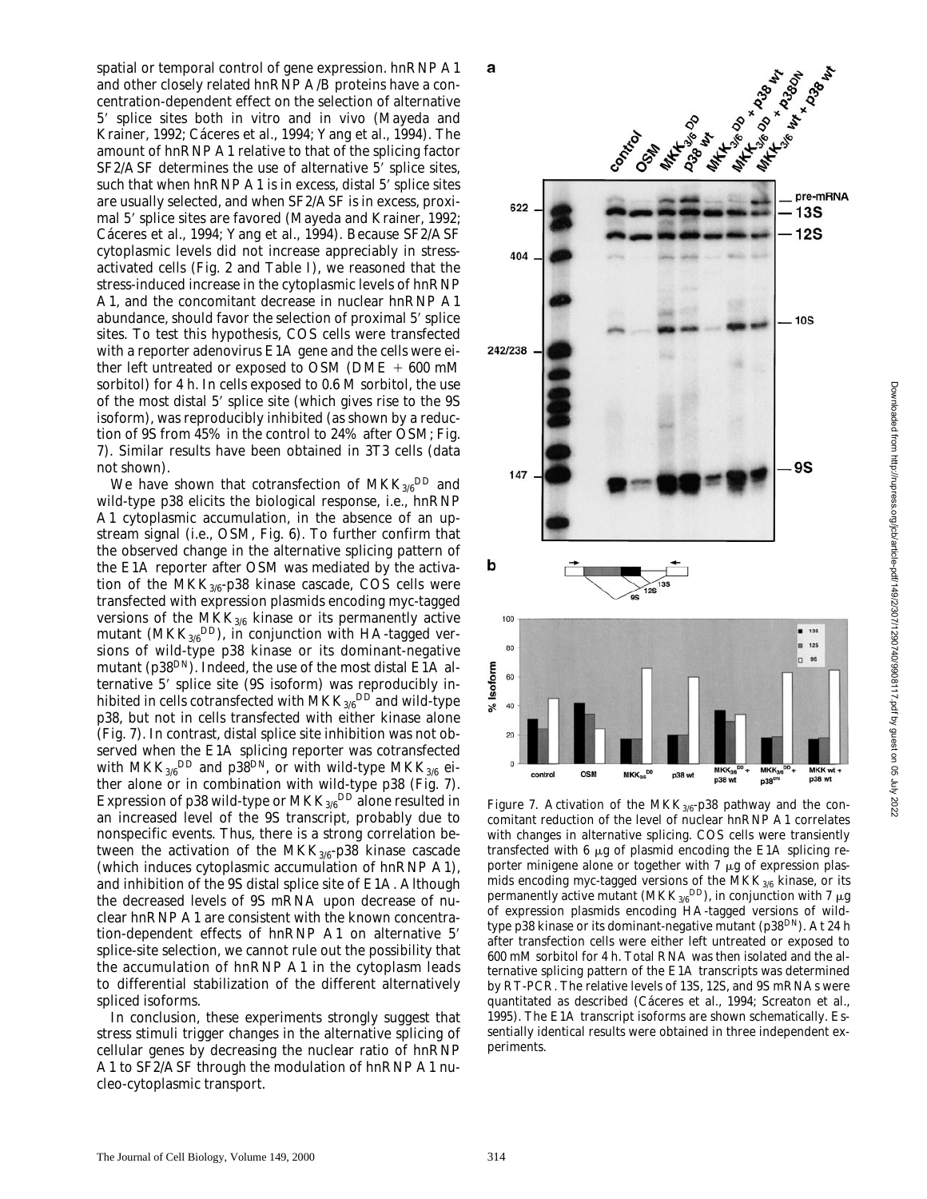spatial or temporal control of gene expression. hnRNP A1 and other closely related hnRNP A/B proteins have a concentration-dependent effect on the selection of alternative 5′ splice sites both in vitro and in vivo (Mayeda and Krainer, 1992; Cáceres et al., 1994; Yang et al., 1994). The amount of hnRNP A1 relative to that of the splicing factor SF2/ASF determines the use of alternative 5′ splice sites, such that when hnRNP A1 is in excess, distal 5′ splice sites are usually selected, and when SF2/ASF is in excess, proximal 5′ splice sites are favored (Mayeda and Krainer, 1992; Cáceres et al., 1994; Yang et al., 1994). Because SF2/ASF cytoplasmic levels did not increase appreciably in stress-activated cells (Fig. 2 and Table I), we reasoned that the stress-induced increase in the cytoplasmic levels of hnRNP A1, and the concomitant decrease in nuclear hnRNP A1 abundance, should favor the selection of proximal 5′ splice sites. To test this hypothesis, COS cells were transfected with a reporter adenovirus E1A gene and the cells were either left untreated or exposed to OSM (DME + 600 mM sorbitol) for 4 h. In cells exposed to 0.6 M sorbitol, the use of the most distal 5′ splice site (which gives rise to the 9S isoform), was reproducibly inhibited (as shown by a reduction of 9S from 45% in the control to 24% after OSM; Fig. 7). Similar results have been obtained in 3T3 cells (data not shown).

We have shown that cotransfection of $MKK_{3/6}{}^{DD}$ and wild-type p38 elicits the biological response, i.e., hnRNP A1 cytoplasmic accumulation, in the absence of an upstream signal (i.e., OSM, Fig. 6). To further confirm that the observed change in the alternative splicing pattern of the E1A reporter after OSM was mediated by the activation of the $MKK_{3/6}$-p38 kinase cascade, COS cells were transfected with expression plasmids encoding myc-tagged versions of the $MKK_{3/6}$ kinase or its permanently active mutant ($MKK_{3/6}{}^{DD}$), in conjunction with HA-tagged versions of wild-type p38 kinase or its dominant-negative mutant ($p38^{DN}$). Indeed, the use of the most distal E1A alternative 5′ splice site (9S isoform) was reproducibly inhibited in cells cotransfected with $MKK_{3/6}{}^{DD}$ and wild-type p38, but not in cells transfected with either kinase alone (Fig. 7). In contrast, distal splice site inhibition was not observed when the E1A splicing reporter was cotransfected with $MKK_{3/6}{}^{DD}$ and $p38^{DN}$, or with wild-type $MKK_{3/6}$ either alone or in combination with wild-type p38 (Fig. 7). Expression of p38 wild-type or $MKK_{3/6}{}^{DD}$ alone resulted in an increased level of the 9S transcript, probably due to nonspecific events. Thus, there is a strong correlation between the activation of the $MKK_{3/6}$-p38 kinase cascade (which induces cytoplasmic accumulation of hnRNP A1), and inhibition of the 9S distal splice site of E1A. Although the decreased levels of 9S mRNA upon decrease of nuclear hnRNP A1 are consistent with the known concentration-dependent effects of hnRNP A1 on alternative 5′ splice-site selection, we cannot rule out the possibility that the accumulation of hnRNP A1 in the cytoplasm leads to differential stabilization of the different alternatively spliced isoforms.

In conclusion, these experiments strongly suggest that stress stimuli trigger changes in the alternative splicing of cellular genes by decreasing the nuclear ratio of hnRNP A1 to SF2/ASF through the modulation of hnRNP A1 nucleo-cytoplasmic transport.

Figure 7. Activation of the $MKK_{3/6}$-p38 pathway and the concomitant reduction of the level of nuclear hnRNP A1 correlates with changes in alternative splicing. COS cells were transiently transfected with 6 μg of plasmid encoding the E1A splicing reporter minigene alone or together with 7 μg of expression plasmids encoding myc-tagged versions of the $MKK_{3/6}$ kinase, or its permanently active mutant ($MKK_{3/6}{}^{DD}$), in conjunction with 7 μg of expression plasmids encoding HA-tagged versions of wild-type p38 kinase or its dominant-negative mutant ($p38^{DN}$). At 24 h after transfection cells were either left untreated or exposed to 600 mM sorbitol for 4 h. Total RNA was then isolated and the alternative splicing pattern of the E1A transcripts was determined by RT-PCR. The relative levels of 13S, 12S, and 9S mRNAs were quantitated as described (Cáceres et al., 1994; Screaton et al., 1995). The E1A transcript isoforms are shown schematically. Essentially identical results were obtained in three independent experiments.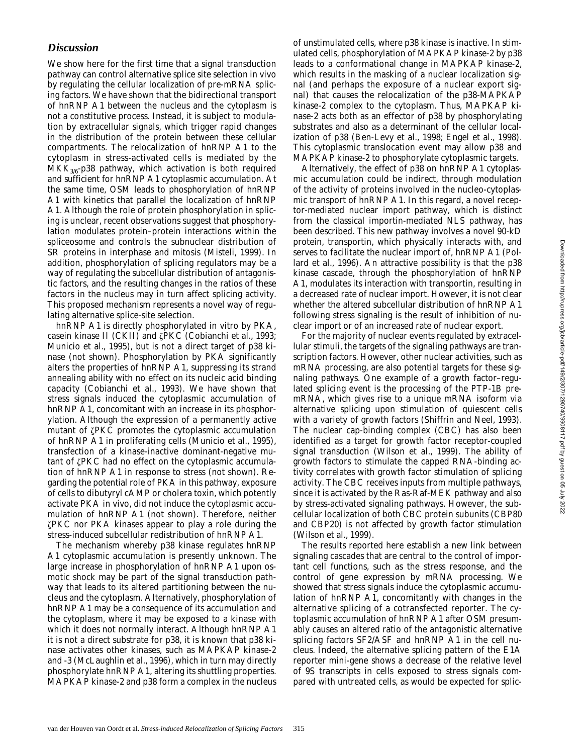## *Discussion*

We show here for the first time that a signal transduction pathway can control alternative splice site selection in vivo by regulating the cellular localization of pre-mRNA splicing factors. We have shown that the bidirectional transport of hnRNP A1 between the nucleus and the cytoplasm is not a constitutive process. Instead, it is subject to modulation by extracellular signals, which trigger rapid changes in the distribution of the protein between these cellular compartments. The relocalization of hnRNP A1 to the cytoplasm in stress-activated cells is mediated by the $MKK_{3/6}$-p38 pathway, which activation is both required and sufficient for hnRNP A1 cytoplasmic accumulation. At the same time, OSM leads to phosphorylation of hnRNP A1 with kinetics that parallel the localization of hnRNP A1. Although the role of protein phosphorylation in splicing is unclear, recent observations suggest that phosphorylation modulates protein–protein interactions within the spliceosome and controls the subnuclear distribution of SR proteins in interphase and mitosis (Misteli, 1999). In addition, phosphorylation of splicing regulators may be a way of regulating the subcellular distribution of antagonistic factors, and the resulting changes in the ratios of these factors in the nucleus may in turn affect splicing activity. This proposed mechanism represents a novel way of regulating alternative splice-site selection.

hnRNP A1 is directly phosphorylated in vitro by PKA, casein kinase II (CKII) and ζPKC (Cobianchi et al., 1993; Municio et al., 1995), but is not a direct target of p38 kinase (not shown). Phosphorylation by PKA significantly alters the properties of hnRNP A1, suppressing its strand annealing ability with no effect on its nucleic acid binding capacity (Cobianchi et al., 1993). We have shown that stress signals induced the cytoplasmic accumulation of hnRNP A1, concomitant with an increase in its phosphorylation. Although the expression of a permanently active mutant of ζPKC promotes the cytoplasmic accumulation of hnRNP A1 in proliferating cells (Municio et al., 1995), transfection of a kinase-inactive dominant-negative mutant of ζPKC had no effect on the cytoplasmic accumulation of hnRNP A1 in response to stress (not shown). Regarding the potential role of PKA in this pathway, exposure of cells to dibutyryl cAMP or cholera toxin, which potently activate PKA in vivo, did not induce the cytoplasmic accumulation of hnRNP A1 (not shown). Therefore, neither ζPKC nor PKA kinases appear to play a role during the stress-induced subcellular redistribution of hnRNP A1.

The mechanism whereby p38 kinase regulates hnRNP A1 cytoplasmic accumulation is presently unknown. The large increase in phosphorylation of hnRNP A1 upon osmotic shock may be part of the signal transduction pathway that leads to its altered partitioning between the nucleus and the cytoplasm. Alternatively, phosphorylation of hnRNP A1 may be a consequence of its accumulation and the cytoplasm, where it may be exposed to a kinase with which it does not normally interact. Although hnRNP A1 it is not a direct substrate for p38, it is known that p38 kinase activates other kinases, such as MAPKAP kinase-2 and -3 (McLaughlin et al., 1996), which in turn may directly phosphorylate hnRNP A1, altering its shuttling properties. MAPKAP kinase-2 and p38 form a complex in the nucleus of unstimulated cells, where p38 kinase is inactive. In stimulated cells, phosphorylation of MAPKAP kinase-2 by p38 leads to a conformational change in MAPKAP kinase-2, which results in the masking of a nuclear localization signal (and perhaps the exposure of a nuclear export signal) that causes the relocalization of the p38-MAPKAP kinase-2 complex to the cytoplasm. Thus, MAPKAP kinase-2 acts both as an effector of p38 by phosphorylating substrates and also as a determinant of the cellular localization of p38 (Ben-Levy et al., 1998; Engel et al., 1998). This cytoplasmic translocation event may allow p38 and MAPKAP kinase-2 to phosphorylate cytoplasmic targets.

Alternatively, the effect of p38 on hnRNP A1 cytoplasmic accumulation could be indirect, through modulation of the activity of proteins involved in the nucleo-cytoplasmic transport of hnRNP A1. In this regard, a novel receptor-mediated nuclear import pathway, which is distinct from the classical importin-mediated NLS pathway, has been described. This new pathway involves a novel 90-kD protein, transportin, which physically interacts with, and serves to facilitate the nuclear import of, hnRNP A1 (Pollard et al., 1996). An attractive possibility is that the p38 kinase cascade, through the phosphorylation of hnRNP A1, modulates its interaction with transportin, resulting in a decreased rate of nuclear import. However, it is not clear whether the altered subcellular distribution of hnRNP A1 following stress signaling is the result of inhibition of nuclear import or of an increased rate of nuclear export.

For the majority of nuclear events regulated by extracellular stimuli, the targets of the signaling pathways are transcription factors. However, other nuclear activities, such as mRNA processing, are also potential targets for these signaling pathways. One example of a growth factor–regulated splicing event is the processing of the PTP-1B pre-mRNA, which gives rise to a unique mRNA isoform via alternative splicing upon stimulation of quiescent cells with a variety of growth factors (Shiffrin and Neel, 1993). The nuclear cap-binding complex (CBC) has also been identified as a target for growth factor receptor-coupled signal transduction (Wilson et al., 1999). The ability of growth factors to stimulate the capped RNA-binding activity correlates with growth factor stimulation of splicing activity. The CBC receives inputs from multiple pathways, since it is activated by the Ras-Raf-MEK pathway and also by stress-activated signaling pathways. However, the subcellular localization of both CBC protein subunits (CBP80 and CBP20) is not affected by growth factor stimulation (Wilson et al., 1999).

The results reported here establish a new link between signaling cascades that are central to the control of important cell functions, such as the stress response, and the control of gene expression by mRNA processing. We showed that stress signals induce the cytoplasmic accumulation of hnRNP A1, concomitantly with changes in the alternative splicing of a cotransfected reporter. The cytoplasmic accumulation of hnRNP A1 after OSM presumably causes an altered ratio of the antagonistic alternative splicing factors SF2/ASF and hnRNP A1 in the cell nucleus. Indeed, the alternative splicing pattern of the E1A reporter mini-gene shows a decrease of the relative level of 9S transcripts in cells exposed to stress signals compared with untreated cells, as would be expected for splic-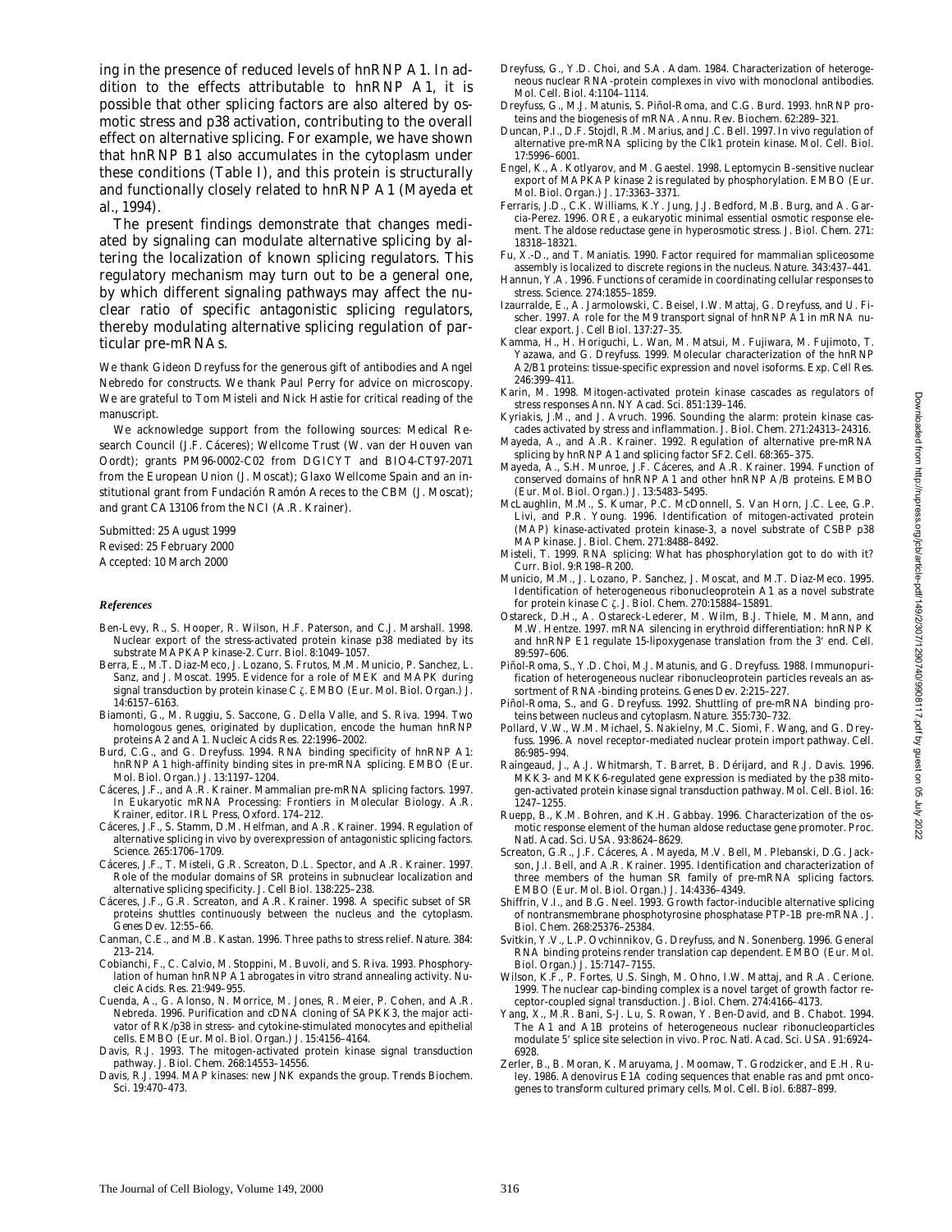ing in the presence of reduced levels of hnRNP A1. In addition to the effects attributable to hnRNP A1, it is possible that other splicing factors are also altered by osmotic stress and p38 activation, contributing to the overall effect on alternative splicing. For example, we have shown that hnRNP B1 also accumulates in the cytoplasm under these conditions (Table I), and this protein is structurally and functionally closely related to hnRNP A1 (Mayeda et al., 1994).

The present findings demonstrate that changes mediated by signaling can modulate alternative splicing by altering the localization of known splicing regulators. This regulatory mechanism may turn out to be a general one, by which different signaling pathways may affect the nuclear ratio of specific antagonistic splicing regulators, thereby modulating alternative splicing regulation of particular pre-mRNAs.

We thank Gideon Dreyfuss for the generous gift of antibodies and Angel Nebredo for constructs. We thank Paul Perry for advice on microscopy. We are grateful to Tom Misteli and Nick Hastie for critical reading of the manuscript.

We acknowledge support from the following sources: Medical Research Council (J.F. Cáceres); Wellcome Trust (W. van der Houven van Oordt); grants PM96-0002-C02 from DGICYT and BIO4-CT97-2071 from the European Union (J. Moscat); Glaxo Wellcome Spain and an institutional grant from Fundación Ramón Areces to the CBM (J. Moscat); and grant CA13106 from the NCI (A.R. Krainer).

Submitted: 25 August 1999
Revised: 25 February 2000
Accepted: 10 March 2000

### *References*

Ben-Levy, R., S. Hooper, R. Wilson, H.F. Paterson, and C.J. Marshall. 1998. Nuclear export of the stress-activated protein kinase p38 mediated by its substrate MAPKAP kinase-2. *Curr. Biol.* 8:1049–1057.

Berra, E., M.T. Diaz-Meco, J. Lozano, S. Frutos, M.M. Municio, P. Sanchez, L. Sanz, and J. Moscat. 1995. Evidence for a role of MEK and MAPK during signal transduction by protein kinase C ζ. *EMBO (Eur. Mol. Biol. Organ.) J.* 14:6157–6163.

Biamonti, G., M. Ruggiu, S. Saccone, G. Della Valle, and S. Riva. 1994. Two homologous genes, originated by duplication, encode the human hnRNP proteins A2 and A1. *Nucleic Acids Res.* 22:1996–2002.

Burd, C.G., and G. Dreyfuss. 1994. RNA binding specificity of hnRNP A1: hnRNP A1 high-affinity binding sites in pre-mRNA splicing. *EMBO (Eur. Mol. Biol. Organ.) J.* 13:1197–1204.

Cáceres, J.F., and A.R. Krainer. Mammalian pre-mRNA splicing factors. 1997. In Eukaryotic mRNA Processing: Frontiers in Molecular Biology. A.R. Krainer, editor. IRL Press, Oxford. 174–212.

Cáceres, J.F., S. Stamm, D.M. Helfman, and A.R. Krainer. 1994. Regulation of alternative splicing in vivo by overexpression of antagonistic splicing factors. *Science.* 265:1706–1709.

Cáceres, J.F., T. Misteli, G.R. Screaton, D.L. Spector, and A.R. Krainer. 1997. Role of the modular domains of SR proteins in subnuclear localization and alternative splicing specificity. *J. Cell Biol.* 138:225–238.

Cáceres, J.F., G.R. Screaton, and A.R. Krainer. 1998. A specific subset of SR proteins shuttles continuously between the nucleus and the cytoplasm. *Genes Dev.* 12:55–66.

Canman, C.E., and M.B. Kastan. 1996. Three paths to stress relief. *Nature.* 384: 213–214.

Cobianchi, F., C. Calvio, M. Stoppini, M. Buvoli, and S. Riva. 1993. Phosphorylation of human hnRNP A1 abrogates in vitro strand annealing activity. *Nucleic Acids. Res.* 21:949–955.

Cuenda, A., G. Alonso, N. Morrice, M. Jones, R. Meier, P. Cohen, and A.R. Nebreda. 1996. Purification and cDNA cloning of SAPKK3, the major activator of RK/p38 in stress- and cytokine-stimulated monocytes and epithelial cells. *EMBO (Eur. Mol. Biol. Organ.) J.* 15:4156–4164.

Davis, R.J. 1993. The mitogen-activated protein kinase signal transduction pathway. *J. Biol. Chem.* 268:14553–14556.

Davis, R.J. 1994. MAP kinases: new JNK expands the group. *Trends Biochem. Sci.* 19:470–473.

Dreyfuss, G., Y.D. Choi, and S.A. Adam. 1984. Characterization of heterogeneous nuclear RNA-protein complexes in vivo with monoclonal antibodies. *Mol. Cell. Biol.* 4:1104–1114.

Dreyfuss, G., M.J. Matunis, S. Piñol-Roma, and C.G. Burd. 1993. hnRNP proteins and the biogenesis of mRNA. *Annu. Rev. Biochem.* 62:289–321.

Duncan, P.I., D.F. Stojdl, R.M. Marius, and J.C. Bell. 1997. In vivo regulation of alternative pre-mRNA splicing by the Clk1 protein kinase. *Mol. Cell. Biol.* 17:5996–6001.

Engel, K., A. Kotlyarov, and M. Gaestel. 1998. Leptomycin B-sensitive nuclear export of MAPKAP kinase 2 is regulated by phosphorylation. *EMBO (Eur. Mol. Biol. Organ.) J.* 17:3363–3371.

Ferraris, J.D., C.K. Williams, K.Y. Jung, J.J. Bedford, M.B. Burg, and A. Garcia-Perez. 1996. ORE, a eukaryotic minimal essential osmotic response element. The aldose reductase gene in hyperosmotic stress. *J. Biol. Chem.* 271: 18318–18321.

Fu, X.-D., and T. Maniatis. 1990. Factor required for mammalian spliceosome assembly is localized to discrete regions in the nucleus. *Nature.* 343:437–441.

Hannun, Y.A. 1996. Functions of ceramide in coordinating cellular responses to stress. *Science.* 274:1855–1859.

Izaurralde, E., A. Jarmolowski, C. Beisel, I.W. Mattaj, G. Dreyfuss, and U. Fischer. 1997. A role for the M9 transport signal of hnRNP A1 in mRNA nuclear export. *J. Cell Biol.* 137:27–35.

Kamma, H., H. Horiguchi, L. Wan, M. Matsui, M. Fujiwara, M. Fujimoto, T. Yazawa, and G. Dreyfuss. 1999. Molecular characterization of the hnRNP A2/B1 proteins: tissue-specific expression and novel isoforms. *Exp. Cell Res.* 246:399–411.

Karin, M. 1998. Mitogen-activated protein kinase cascades as regulators of stress responses *Ann. NY Acad. Sci.* 851:139–146.

Kyriakis, J.M., and J. Avruch. 1996. Sounding the alarm: protein kinase cascades activated by stress and inflammation. *J. Biol. Chem.* 271:24313–24316.

Mayeda, A., and A.R. Krainer. 1992. Regulation of alternative pre-mRNA splicing by hnRNP A1 and splicing factor SF2. *Cell.* 68:365–375.

Mayeda, A., S.H. Munroe, J.F. Cáceres, and A.R. Krainer. 1994. Function of conserved domains of hnRNP A1 and other hnRNP A/B proteins. *EMBO (Eur. Mol. Biol. Organ.) J.* 13:5483–5495.

McLaughlin, M.M., S. Kumar, P.C. McDonnell, S. Van Horn, J.C. Lee, G.P. Livi, and P.R. Young. 1996. Identification of mitogen-activated protein (MAP) kinase-activated protein kinase-3, a novel substrate of CSBP p38 MAP kinase. *J. Biol. Chem.* 271:8488–8492.

Misteli, T. 1999. RNA splicing: What has phosphorylation got to do with it? *Curr. Biol.* 9:R198–R200.

Municio, M.M., J. Lozano, P. Sanchez, J. Moscat, and M.T. Diaz-Meco. 1995. Identification of heterogeneous ribonucleoprotein A1 as a novel substrate for protein kinase C ζ. *J. Biol. Chem.* 270:15884–15891.

Ostareck, D.H., A. Ostareck-Lederer, M. Wilm, B.J. Thiele, M. Mann, and M.W. Hentze. 1997. mRNA silencing in erythroid differentiation: hnRNP K and hnRNP E1 regulate 15-lipoxygenase translation from the 3′ end. *Cell.* 89:597–606.

Piñol-Roma, S., Y.D. Choi, M.J. Matunis, and G. Dreyfuss. 1988. Immunopurification of heterogeneous nuclear ribonucleoprotein particles reveals an assortment of RNA-binding proteins. *Genes Dev.* 2:215–227.

Piñol-Roma, S., and G. Dreyfuss. 1992. Shuttling of pre-mRNA binding proteins between nucleus and cytoplasm. *Nature.* 355:730–732.

Pollard, V.W., W.M. Michael, S. Nakielny, M.C. Siomi, F. Wang, and G. Dreyfuss. 1996. A novel receptor-mediated nuclear protein import pathway. *Cell.* 86:985–994.

Raingeaud, J., A.J. Whitmarsh, T. Barret, B. Dérijard, and R.J. Davis. 1996. MKK3- and MKK6-regulated gene expression is mediated by the p38 mitogen-activated protein kinase signal transduction pathway. *Mol. Cell. Biol.* 16: 1247–1255.

Ruepp, B., K.M. Bohren, and K.H. Gabbay. 1996. Characterization of the osmotic response element of the human aldose reductase gene promoter. *Proc. Natl. Acad. Sci. USA.* 93:8624–8629.

Screaton, G.R., J.F. Cáceres, A. Mayeda, M.V. Bell, M. Plebanski, D.G. Jackson, J.I. Bell, and A.R. Krainer. 1995. Identification and characterization of three members of the human SR family of pre-mRNA splicing factors. *EMBO (Eur. Mol. Biol. Organ.) J.* 14:4336–4349.

Shiffrin, V.I., and B.G. Neel. 1993. Growth factor-inducible alternative splicing of nontransmembrane phosphotyrosine phosphatase PTP-1B pre-mRNA. *J. Biol. Chem.* 268:25376–25384.

Svitkin, Y.V., L.P. Ovchinnikov, G. Dreyfuss, and N. Sonenberg. 1996. General RNA binding proteins render translation cap dependent. *EMBO (Eur. Mol. Biol. Organ.) J.* 15:7147–7155.

Wilson, K.F., P. Fortes, U.S. Singh, M. Ohno, I.W. Mattaj, and R.A. Cerione. 1999. The nuclear cap-binding complex is a novel target of growth factor receptor-coupled signal transduction. *J. Biol. Chem.* 274:4166–4173.

Yang, X., M.R. Bani, S-J. Lu, S. Rowan, Y. Ben-David, and B. Chabot. 1994. The A1 and A1B proteins of heterogeneous nuclear ribonucleoparticles modulate 5′ splice site selection in vivo. *Proc. Natl. Acad. Sci. USA.* 91:6924–6928.

Zerler, B., B. Moran, K. Maruyama, J. Moomaw, T. Grodzicker, and E.H. Ruley. 1986. Adenovirus E1A coding sequences that enable ras and pmt oncogenes to transform cultured primary cells. *Mol. Cell. Biol.* 6:887–899.